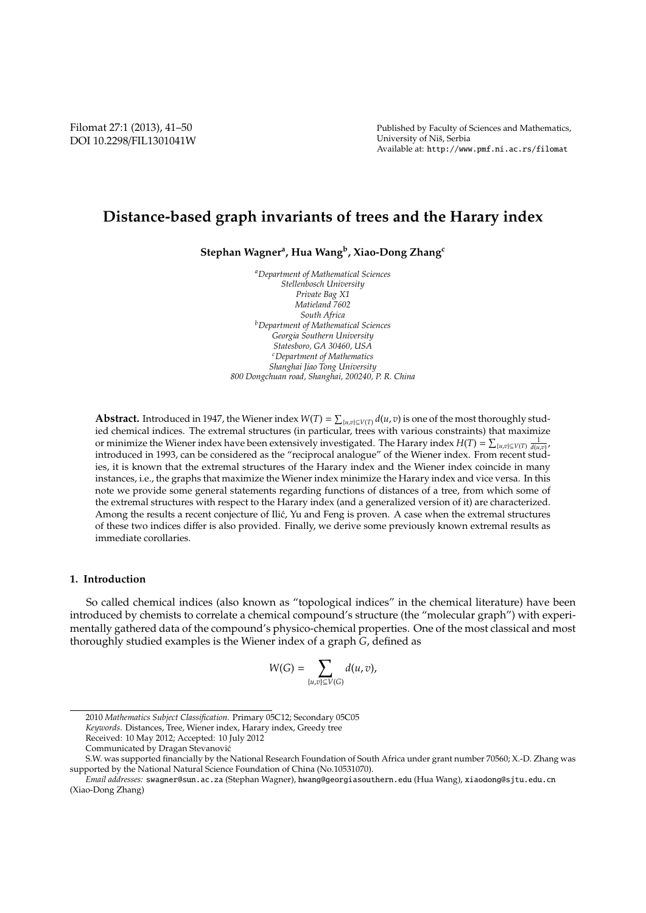# Distance-based graph invariants of trees and the Harary index

**Stephan Wagner[a], Hua Wang[b], Xiao-Dong Zhang[c]**

[a]*Department of Mathematical Sciences*
*Stellenbosch University*
*Private Bag X1*
*Matieland 7602*
*South Africa*
[b]*Department of Mathematical Sciences*
*Georgia Southern University*
*Statesboro, GA 30460, USA*
[c]*Department of Mathematics*
*Shanghai Jiao Tong University*
*800 Dongchuan road, Shanghai, 200240, P. R. China*

**Abstract.** Introduced in 1947, the Wiener index $W(T) = \sum_{\{u,v\}\subseteq V(T)} d(u,v)$ is one of the most thoroughly studied chemical indices. The extremal structures (in particular, trees with various constraints) that maximize or minimize the Wiener index have been extensively investigated. The Harary index $H(T) = \sum_{\{u,v\}\subseteq V(T)} \frac{1}{d(u,v)}$, introduced in 1993, can be considered as the "reciprocal analogue" of the Wiener index. From recent studies, it is known that the extremal structures of the Harary index and the Wiener index coincide in many instances, i.e., the graphs that maximize the Wiener index minimize the Harary index and vice versa. In this note we provide some general statements regarding functions of distances of a tree, from which some of the extremal structures with respect to the Harary index (and a generalized version of it) are characterized. Among the results a recent conjecture of Ilić, Yu and Feng is proven. A case when the extremal structures of these two indices differ is also provided. Finally, we derive some previously known extremal results as immediate corollaries.

## 1. Introduction

So called chemical indices (also known as "topological indices" in the chemical literature) have been introduced by chemists to correlate a chemical compound's structure (the "molecular graph") with experimentally gathered data of the compound's physico-chemical properties. One of the most classical and most thoroughly studied examples is the Wiener index of a graph $G$, defined as

$$W(G) = \sum_{\{u,v\}\subseteq V(G)} d(u,v),$$

---

2010 *Mathematics Subject Classification*. Primary 05C12; Secondary 05C05

*Keywords*. Distances, Tree, Wiener index, Harary index, Greedy tree

Received: 10 May 2012; Accepted: 10 July 2012

Communicated by Dragan Stevanović

S.W. was supported financially by the National Research Foundation of South Africa under grant number 70560; X.-D. Zhang was supported by the National Natural Science Foundation of China (No.10531070).

*Email addresses:* swagner@sun.ac.za (Stephan Wagner), hwang@georgiasouthern.edu (Hua Wang), xiaodong@sjtu.edu.cn (Xiao-Dong Zhang)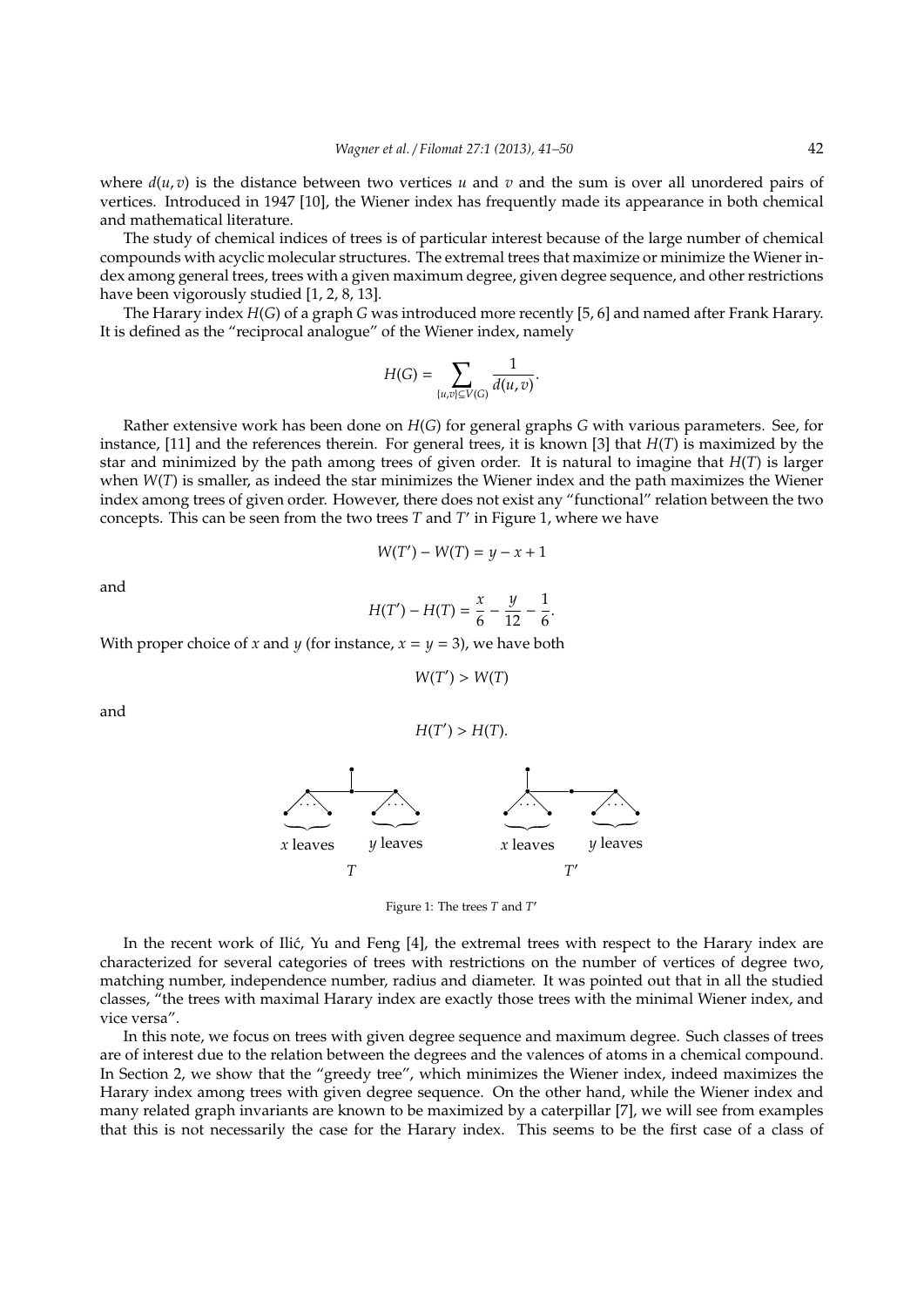where $d(u, v)$ is the distance between two vertices $u$ and $v$ and the sum is over all unordered pairs of vertices. Introduced in 1947 [10], the Wiener index has frequently made its appearance in both chemical and mathematical literature.

The study of chemical indices of trees is of particular interest because of the large number of chemical compounds with acyclic molecular structures. The extremal trees that maximize or minimize the Wiener index among general trees, trees with a given maximum degree, given degree sequence, and other restrictions have been vigorously studied [1, 2, 8, 13].

The Harary index $H(G)$ of a graph $G$ was introduced more recently [5, 6] and named after Frank Harary. It is defined as the "reciprocal analogue" of the Wiener index, namely

$$H(G) = \sum_{\{u,v\} \subseteq V(G)} \frac{1}{d(u, v)}.$$

Rather extensive work has been done on $H(G)$ for general graphs $G$ with various parameters. See, for instance, [11] and the references therein. For general trees, it is known [3] that $H(T)$ is maximized by the star and minimized by the path among trees of given order. It is natural to imagine that $H(T)$ is larger when $W(T)$ is smaller, as indeed the star minimizes the Wiener index and the path maximizes the Wiener index among trees of given order. However, there does not exist any "functional" relation between the two concepts. This can be seen from the two trees $T$ and $T'$ in Figure 1, where we have

$$W(T') - W(T) = y - x + 1$$

and

$$H(T') - H(T) = \frac{x}{6} - \frac{y}{12} - \frac{1}{6}.$$

With proper choice of $x$ and $y$ (for instance, $x = y = 3$), we have both

$$W(T') > W(T)$$

and

$$H(T') > H(T).$$

Figure 1: The trees $T$ and $T'$

In the recent work of Ilić, Yu and Feng [4], the extremal trees with respect to the Harary index are characterized for several categories of trees with restrictions on the number of vertices of degree two, matching number, independence number, radius and diameter. It was pointed out that in all the studied classes, "the trees with maximal Harary index are exactly those trees with the minimal Wiener index, and vice versa".

In this note, we focus on trees with given degree sequence and maximum degree. Such classes of trees are of interest due to the relation between the degrees and the valences of atoms in a chemical compound. In Section 2, we show that the "greedy tree", which minimizes the Wiener index, indeed maximizes the Harary index among trees with given degree sequence. On the other hand, while the Wiener index and many related graph invariants are known to be maximized by a caterpillar [7], we will see from examples that this is not necessarily the case for the Harary index. This seems to be the first case of a class of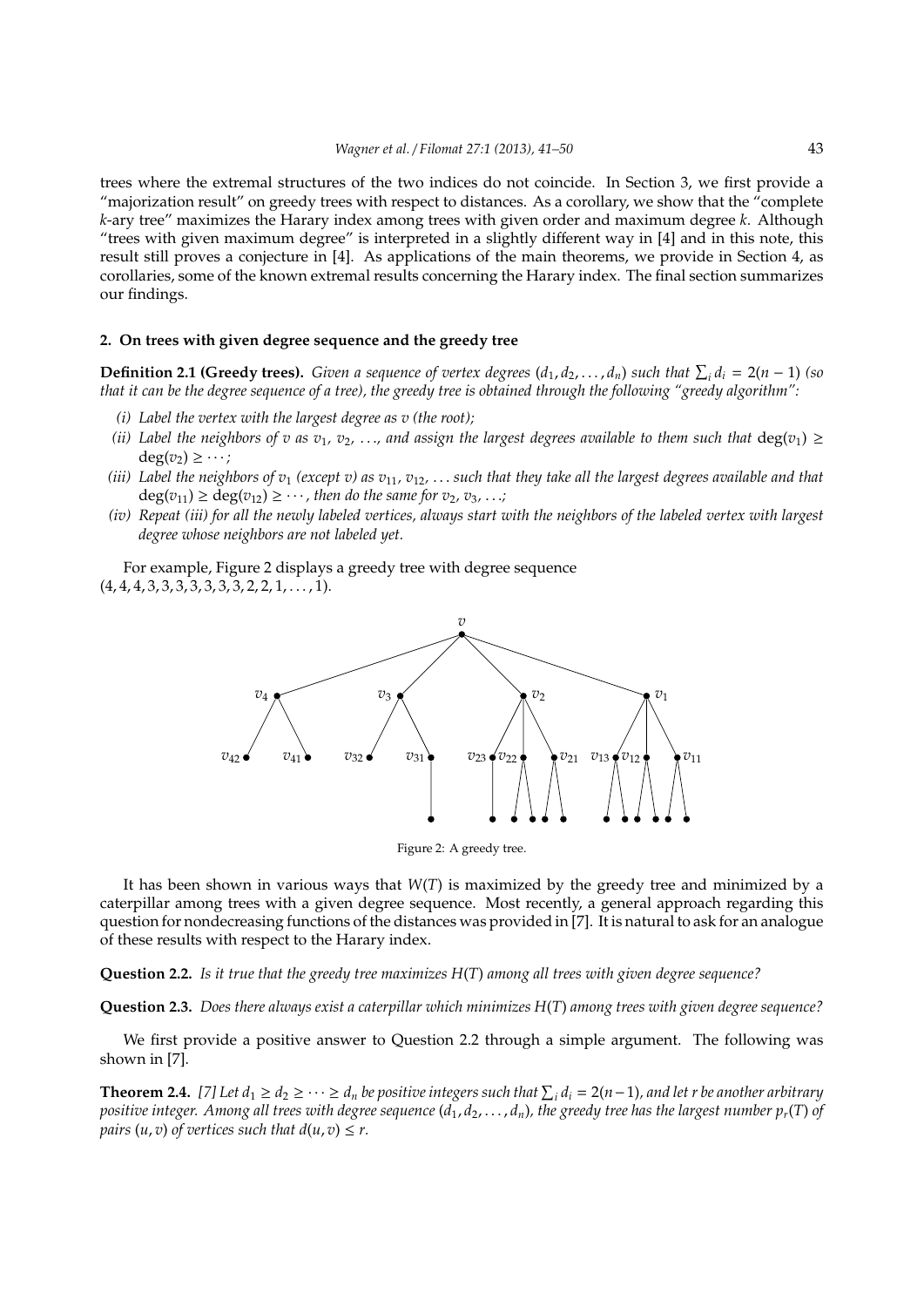trees where the extremal structures of the two indices do not coincide. In Section 3, we first provide a "majorization result" on greedy trees with respect to distances. As a corollary, we show that the "complete $k$-ary tree" maximizes the Harary index among trees with given order and maximum degree $k$. Although "trees with given maximum degree" is interpreted in a slightly different way in [4] and in this note, this result still proves a conjecture in [4]. As applications of the main theorems, we provide in Section 4, as corollaries, some of the known extremal results concerning the Harary index. The final section summarizes our findings.

## 2. On trees with given degree sequence and the greedy tree

**Definition 2.1 (Greedy trees).** *Given a sequence of vertex degrees $(d_1, d_2, \ldots, d_n)$ such that $\sum_i d_i = 2(n-1)$ (so that it can be the degree sequence of a tree), the greedy tree is obtained through the following "greedy algorithm":*

*(i) Label the vertex with the largest degree as $v$ (the root);*

*(ii) Label the neighbors of $v$ as $v_1, v_2, \ldots$, and assign the largest degrees available to them such that $\deg(v_1) \geq \deg(v_2) \geq \cdots$;*

*(iii) Label the neighbors of $v_1$ (except $v$) as $v_{11}, v_{12}, \ldots$ such that they take all the largest degrees available and that $\deg(v_{11}) \geq \deg(v_{12}) \geq \cdots$, then do the same for $v_2, v_3, \ldots$;*

*(iv) Repeat (iii) for all the newly labeled vertices, always start with the neighbors of the labeled vertex with largest degree whose neighbors are not labeled yet.*

For example, Figure 2 displays a greedy tree with degree sequence $(4, 4, 4, 3, 3, 3, 3, 3, 3, 3, 2, 2, 1, \ldots, 1)$.

Figure 2: A greedy tree.

It has been shown in various ways that $W(T)$ is maximized by the greedy tree and minimized by a caterpillar among trees with a given degree sequence. Most recently, a general approach regarding this question for nondecreasing functions of the distances was provided in [7]. It is natural to ask for an analogue of these results with respect to the Harary index.

**Question 2.2.** *Is it true that the greedy tree maximizes $H(T)$ among all trees with given degree sequence?*

**Question 2.3.** *Does there always exist a caterpillar which minimizes $H(T)$ among trees with given degree sequence?*

We first provide a positive answer to Question 2.2 through a simple argument. The following was shown in [7].

**Theorem 2.4.** *[7] Let $d_1 \geq d_2 \geq \cdots \geq d_n$ be positive integers such that $\sum_i d_i = 2(n-1)$, and let $r$ be another arbitrary positive integer. Among all trees with degree sequence $(d_1, d_2, \ldots, d_n)$, the greedy tree has the largest number $p_r(T)$ of pairs $(u, v)$ of vertices such that $d(u, v) \leq r$.*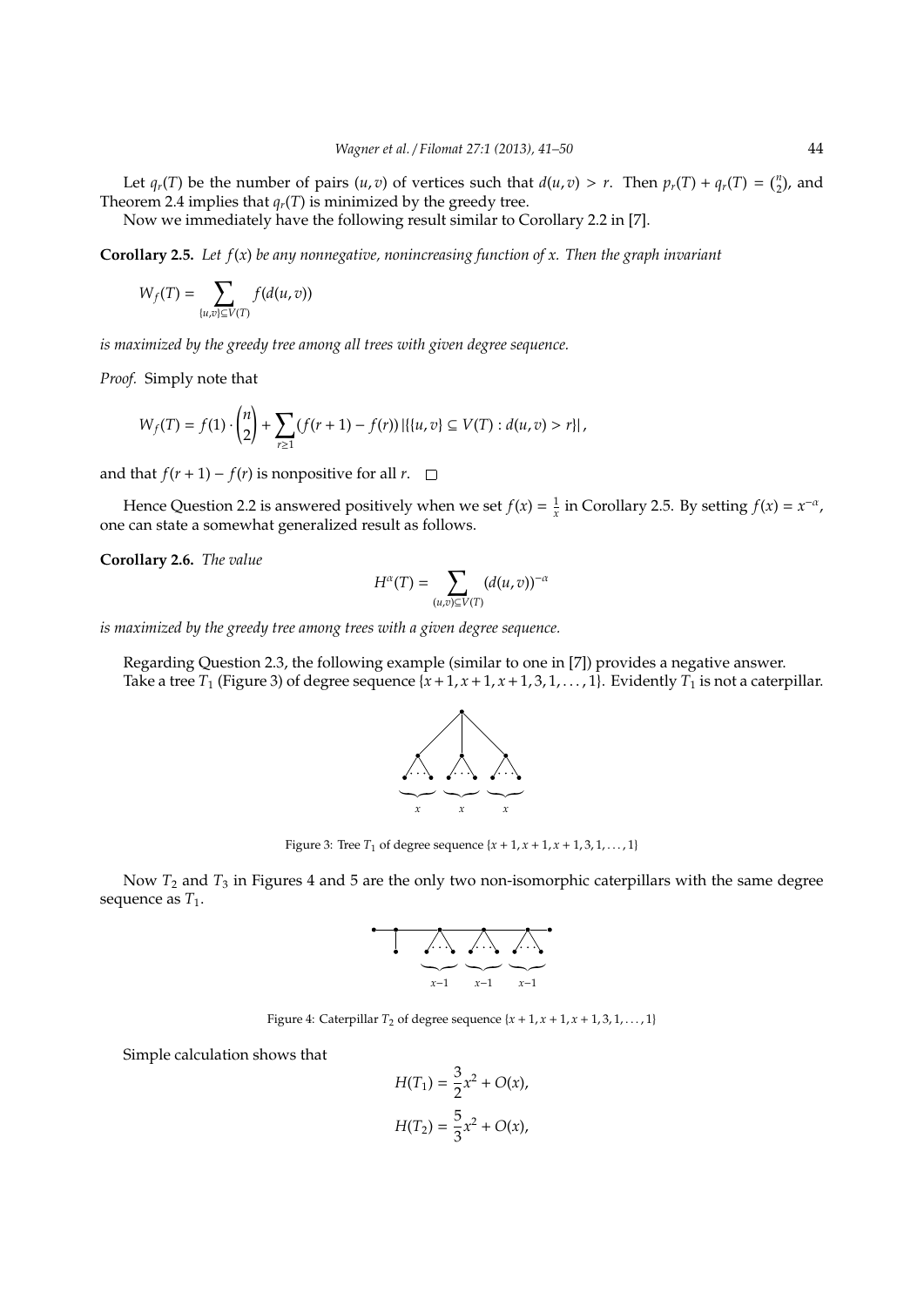Let $q_r(T)$ be the number of pairs $(u, v)$ of vertices such that $d(u, v) > r$. Then $p_r(T) + q_r(T) = \binom{n}{2}$, and Theorem 2.4 implies that $q_r(T)$ is minimized by the greedy tree.

Now we immediately have the following result similar to Corollary 2.2 in [7].

**Corollary 2.5.** *Let $f(x)$ be any nonnegative, nonincreasing function of $x$. Then the graph invariant*

$$W_f(T) = \sum_{\{u,v\} \subseteq V(T)} f(d(u, v))$$

*is maximized by the greedy tree among all trees with given degree sequence.*

*Proof.* Simply note that

$$W_f(T) = f(1) \cdot \binom{n}{2} + \sum_{r \geq 1} (f(r+1) - f(r)) \left|\{\{u, v\} \subseteq V(T) : d(u, v) > r\}\right|,$$

and that $f(r+1) - f(r)$ is nonpositive for all $r$. □

Hence Question 2.2 is answered positively when we set $f(x) = \frac{1}{x}$ in Corollary 2.5. By setting $f(x) = x^{-\alpha}$, one can state a somewhat generalized result as follows.

**Corollary 2.6.** *The value*

$$H^{\alpha}(T) = \sum_{(u,v) \subseteq V(T)} (d(u, v))^{-\alpha}$$

*is maximized by the greedy tree among trees with a given degree sequence.*

Regarding Question 2.3, the following example (similar to one in [7]) provides a negative answer.

Take a tree $T_1$ (Figure 3) of degree sequence $\{x+1, x+1, x+1, 3, 1, \ldots, 1\}$. Evidently $T_1$ is not a caterpillar.

Figure 3: Tree $T_1$ of degree sequence $\{x+1, x+1, x+1, 3, 1, \ldots, 1\}$

Now $T_2$ and $T_3$ in Figures 4 and 5 are the only two non-isomorphic caterpillars with the same degree sequence as $T_1$.

Figure 4: Caterpillar $T_2$ of degree sequence $\{x+1, x+1, x+1, 3, 1, \ldots, 1\}$

Simple calculation shows that

$$H(T_1) = \frac{3}{2}x^2 + O(x),$$

$$H(T_2) = \frac{5}{3}x^2 + O(x),$$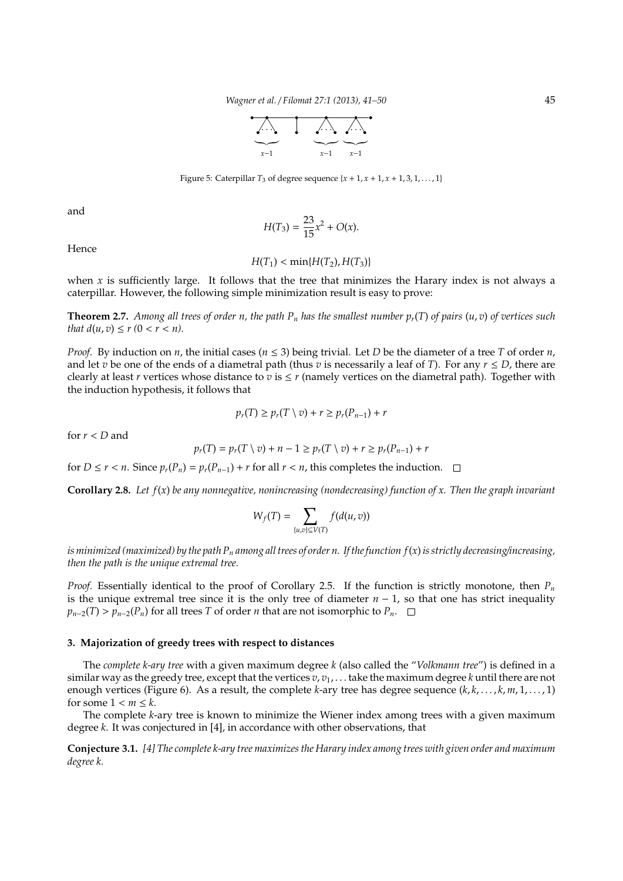Figure 5: Caterpillar $T_3$ of degree sequence $\{x+1, x+1, x+1, 3, 1, \ldots, 1\}$

and

$$H(T_3) = \frac{23}{15}x^2 + O(x).$$

Hence

$$H(T_1) < \min\{H(T_2), H(T_3)\}$$

when $x$ is sufficiently large. It follows that the tree that minimizes the Harary index is not always a caterpillar. However, the following simple minimization result is easy to prove:

**Theorem 2.7.** *Among all trees of order $n$, the path $P_n$ has the smallest number $p_r(T)$ of pairs $(u, v)$ of vertices such that $d(u, v) \leq r$ $(0 < r < n)$.*

*Proof.* By induction on $n$, the initial cases ($n \leq 3$) being trivial. Let $D$ be the diameter of a tree $T$ of order $n$, and let $v$ be one of the ends of a diametral path (thus $v$ is necessarily a leaf of $T$). For any $r \leq D$, there are clearly at least $r$ vertices whose distance to $v$ is $\leq r$ (namely vertices on the diametral path). Together with the induction hypothesis, it follows that

$$p_r(T) \geq p_r(T \setminus v) + r \geq p_r(P_{n-1}) + r$$

for $r < D$ and

$$p_r(T) = p_r(T \setminus v) + n - 1 \geq p_r(T \setminus v) + r \geq p_r(P_{n-1}) + r$$

for $D \leq r < n$. Since $p_r(P_n) = p_r(P_{n-1}) + r$ for all $r < n$, this completes the induction. □

**Corollary 2.8.** *Let $f(x)$ be any nonnegative, nonincreasing (nondecreasing) function of $x$. Then the graph invariant*

$$W_f(T) = \sum_{\{u,v\} \subseteq V(T)} f(d(u, v))$$

*is minimized (maximized) by the path $P_n$ among all trees of order $n$. If the function $f(x)$ is strictly decreasing/increasing, then the path is the unique extremal tree.*

*Proof.* Essentially identical to the proof of Corollary 2.5. If the function is strictly monotone, then $P_n$ is the unique extremal tree since it is the only tree of diameter $n-1$, so that one has strict inequality $p_{n-2}(T) > p_{n-2}(P_n)$ for all trees $T$ of order $n$ that are not isomorphic to $P_n$. □

## 3. Majorization of greedy trees with respect to distances

The *complete $k$-ary tree* with a given maximum degree $k$ (also called the "*Volkmann tree*") is defined in a similar way as the greedy tree, except that the vertices $v, v_1, \ldots$ take the maximum degree $k$ until there are not enough vertices (Figure 6). As a result, the complete $k$-ary tree has degree sequence $(k, k, \ldots, k, m, 1, \ldots, 1)$ for some $1 < m \leq k$.

The complete $k$-ary tree is known to minimize the Wiener index among trees with a given maximum degree $k$. It was conjectured in [4], in accordance with other observations, that

**Conjecture 3.1.** *[4] The complete $k$-ary tree maximizes the Harary index among trees with given order and maximum degree $k$.*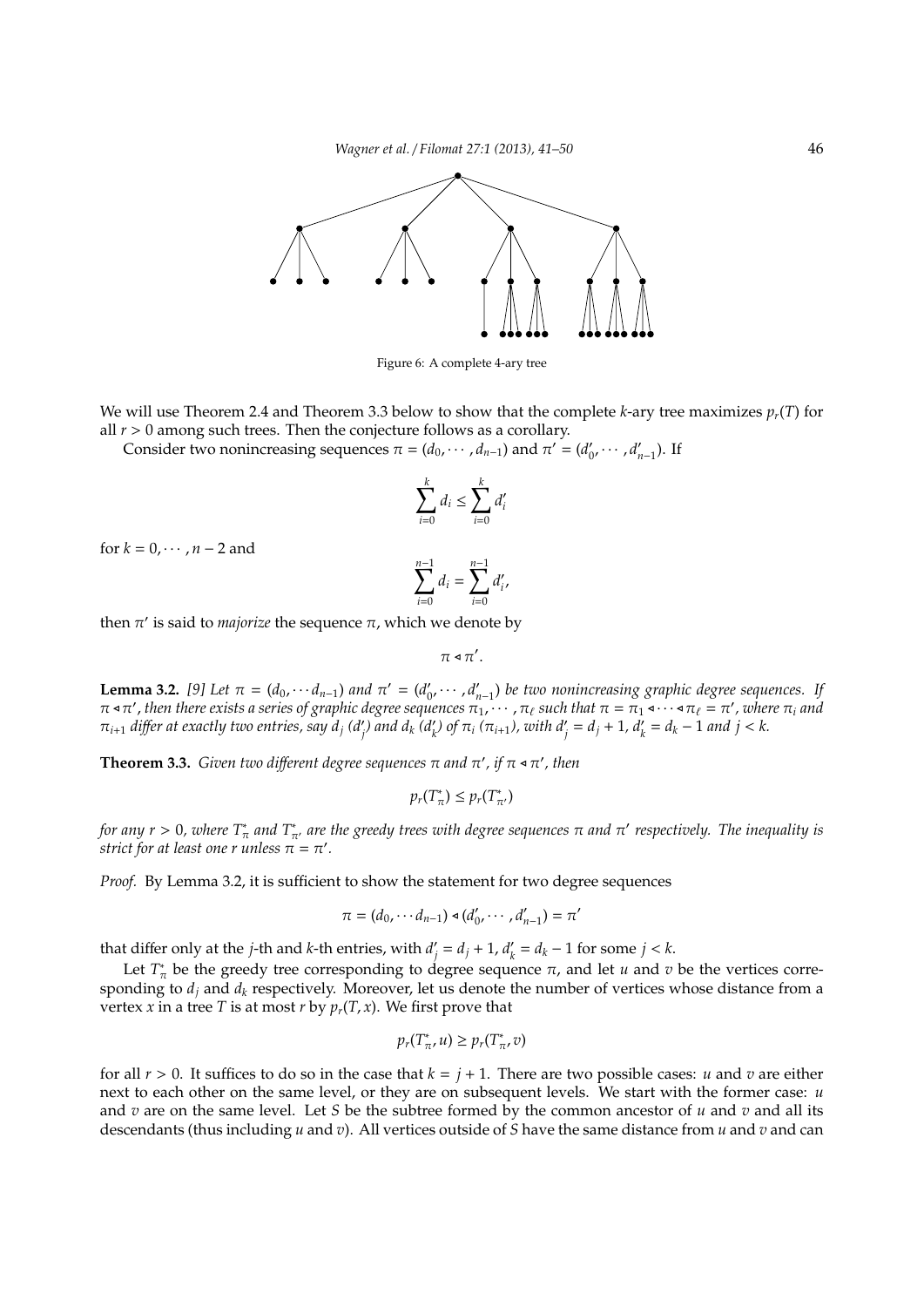Figure 6: A complete 4-ary tree

We will use Theorem 2.4 and Theorem 3.3 below to show that the complete $k$-ary tree maximizes $p_r(T)$ for all $r > 0$ among such trees. Then the conjecture follows as a corollary.

Consider two nonincreasing sequences $\pi = (d_0, \cdots, d_{n-1})$ and $\pi' = (d'_0, \cdots, d'_{n-1})$. If

$$\sum_{i=0}^{k} d_i \leq \sum_{i=0}^{k} d'_i$$

for $k = 0, \cdots, n-2$ and

$$\sum_{i=0}^{n-1} d_i = \sum_{i=0}^{n-1} d'_i,$$

then $\pi'$ is said to *majorize* the sequence $\pi$, which we denote by

$$\pi \triangleleft \pi'.$$

**Lemma 3.2.** *[9] Let $\pi = (d_0, \cdots d_{n-1})$ and $\pi' = (d'_0, \cdots, d'_{n-1})$ be two nonincreasing graphic degree sequences. If $\pi \triangleleft \pi'$, then there exists a series of graphic degree sequences $\pi_1, \cdots, \pi_\ell$ such that $\pi = \pi_1 \triangleleft \cdots \triangleleft \pi_\ell = \pi'$, where $\pi_i$ and $\pi_{i+1}$ differ at exactly two entries, say $d_j$ ($d'_j$) and $d_k$ ($d'_k$) of $\pi_i$ ($\pi_{i+1}$), with $d'_j = d_j + 1$, $d'_k = d_k - 1$ and $j < k$.*

**Theorem 3.3.** *Given two different degree sequences $\pi$ and $\pi'$, if $\pi \triangleleft \pi'$, then*

$$p_r(T^*_\pi) \leq p_r(T^*_{\pi'})$$

*for any $r > 0$, where $T^*_\pi$ and $T^*_{\pi'}$ are the greedy trees with degree sequences $\pi$ and $\pi'$ respectively. The inequality is strict for at least one $r$ unless $\pi = \pi'$.*

*Proof.* By Lemma 3.2, it is sufficient to show the statement for two degree sequences

$$\pi = (d_0, \cdots d_{n-1}) \triangleleft (d'_0, \cdots, d'_{n-1}) = \pi'$$

that differ only at the $j$-th and $k$-th entries, with $d'_j = d_j + 1$, $d'_k = d_k - 1$ for some $j < k$.

Let $T^*_\pi$ be the greedy tree corresponding to degree sequence $\pi$, and let $u$ and $v$ be the vertices corresponding to $d_j$ and $d_k$ respectively. Moreover, let us denote the number of vertices whose distance from a vertex $x$ in a tree $T$ is at most $r$ by $p_r(T, x)$. We first prove that

$$p_r(T^*_\pi, u) \geq p_r(T^*_\pi, v)$$

for all $r > 0$. It suffices to do so in the case that $k = j + 1$. There are two possible cases: $u$ and $v$ are either next to each other on the same level, or they are on subsequent levels. We start with the former case: $u$ and $v$ are on the same level. Let $S$ be the subtree formed by the common ancestor of $u$ and $v$ and all its descendants (thus including $u$ and $v$). All vertices outside of $S$ have the same distance from $u$ and $v$ and can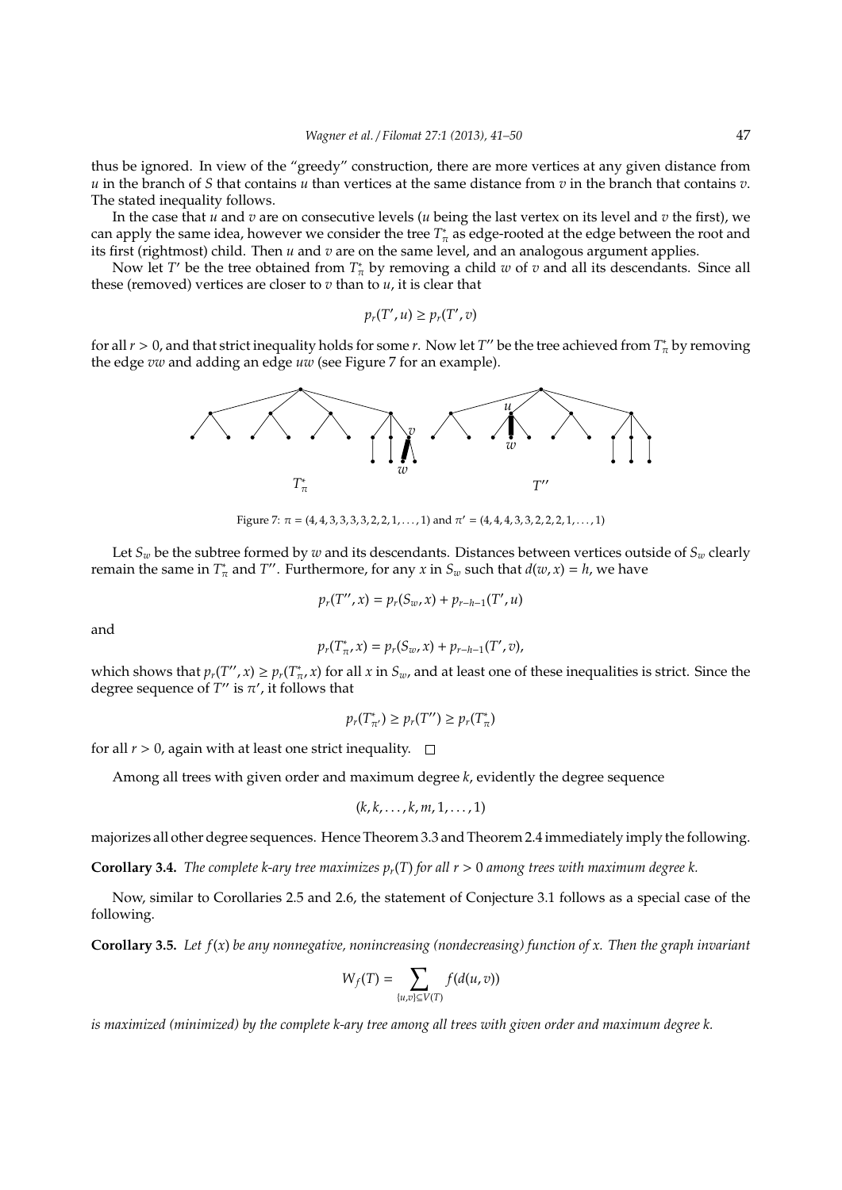thus be ignored. In view of the "greedy" construction, there are more vertices at any given distance from $u$ in the branch of $S$ that contains $u$ than vertices at the same distance from $v$ in the branch that contains $v$. The stated inequality follows.

In the case that $u$ and $v$ are on consecutive levels ($u$ being the last vertex on its level and $v$ the first), we can apply the same idea, however we consider the tree $T_\pi^*$ as edge-rooted at the edge between the root and its first (rightmost) child. Then $u$ and $v$ are on the same level, and an analogous argument applies.

Now let $T'$ be the tree obtained from $T_\pi^*$ by removing a child $w$ of $v$ and all its descendants. Since all these (removed) vertices are closer to $v$ than to $u$, it is clear that

$$p_r(T', u) \geq p_r(T', v)$$

for all $r > 0$, and that strict inequality holds for some $r$. Now let $T''$ be the tree achieved from $T_\pi^*$ by removing the edge $vw$ and adding an edge $uw$ (see Figure 7 for an example).

Figure 7: $\pi = (4, 4, 3, 3, 3, 3, 2, 2, 1, \ldots, 1)$ and $\pi' = (4, 4, 4, 3, 3, 2, 2, 2, 1, \ldots, 1)$

Let $S_w$ be the subtree formed by $w$ and its descendants. Distances between vertices outside of $S_w$ clearly remain the same in $T_\pi^*$ and $T''$. Furthermore, for any $x$ in $S_w$ such that $d(w, x) = h$, we have

$$p_r(T'', x) = p_r(S_w, x) + p_{r-h-1}(T', u)$$

and

$$p_r(T_\pi^*, x) = p_r(S_w, x) + p_{r-h-1}(T', v),$$

which shows that $p_r(T'', x) \geq p_r(T_\pi^*, x)$ for all $x$ in $S_w$, and at least one of these inequalities is strict. Since the degree sequence of $T''$ is $\pi'$, it follows that

$$p_r(T_{\pi'}^*) \geq p_r(T'') \geq p_r(T_\pi^*)$$

for all $r > 0$, again with at least one strict inequality. $\square$

Among all trees with given order and maximum degree $k$, evidently the degree sequence

$$(k, k, \ldots, k, m, 1, \ldots, 1)$$

majorizes all other degree sequences. Hence Theorem 3.3 and Theorem 2.4 immediately imply the following.

**Corollary 3.4.** *The complete k-ary tree maximizes $p_r(T)$ for all $r > 0$ among trees with maximum degree $k$.*

Now, similar to Corollaries 2.5 and 2.6, the statement of Conjecture 3.1 follows as a special case of the following.

**Corollary 3.5.** *Let $f(x)$ be any nonnegative, nonincreasing (nondecreasing) function of $x$. Then the graph invariant*

$$W_f(T) = \sum_{\{u,v\} \subseteq V(T)} f(d(u, v))$$

*is maximized (minimized) by the complete k-ary tree among all trees with given order and maximum degree $k$.*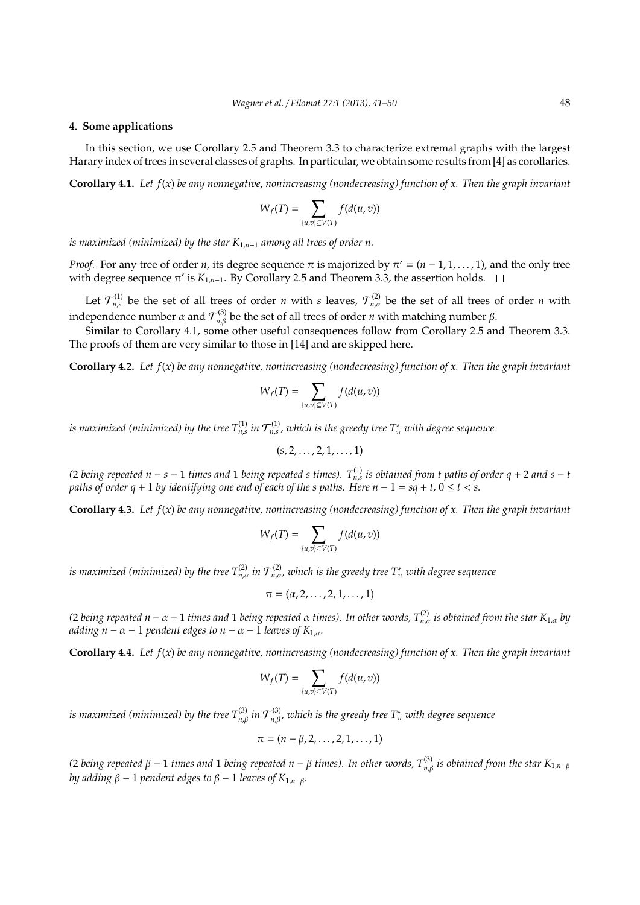## 4. Some applications

In this section, we use Corollary 2.5 and Theorem 3.3 to characterize extremal graphs with the largest Harary index of trees in several classes of graphs. In particular, we obtain some results from [4] as corollaries.

**Corollary 4.1.** *Let $f(x)$ be any nonnegative, nonincreasing (nondecreasing) function of $x$. Then the graph invariant*

$$W_f(T) = \sum_{\{u,v\} \subseteq V(T)} f(d(u,v))$$

*is maximized (minimized) by the star $K_{1,n-1}$ among all trees of order $n$.*

*Proof.* For any tree of order $n$, its degree sequence $\pi$ is majorized by $\pi' = (n-1, 1, \ldots, 1)$, and the only tree with degree sequence $\pi'$ is $K_{1,n-1}$. By Corollary 2.5 and Theorem 3.3, the assertion holds. □

Let $\mathcal{T}_{n,s}^{(1)}$ be the set of all trees of order $n$ with $s$ leaves, $\mathcal{T}_{n,\alpha}^{(2)}$ be the set of all trees of order $n$ with independence number $\alpha$ and $\mathcal{T}_{n,\beta}^{(3)}$ be the set of all trees of order $n$ with matching number $\beta$.

Similar to Corollary 4.1, some other useful consequences follow from Corollary 2.5 and Theorem 3.3. The proofs of them are very similar to those in [14] and are skipped here.

**Corollary 4.2.** *Let $f(x)$ be any nonnegative, nonincreasing (nondecreasing) function of $x$. Then the graph invariant*

$$W_f(T) = \sum_{\{u,v\} \subseteq V(T)} f(d(u,v))$$

*is maximized (minimized) by the tree $T_{n,s}^{(1)}$ in $\mathcal{T}_{n,s}^{(1)}$, which is the greedy tree $T_\pi^*$ with degree sequence*

$$(s, 2, \ldots, 2, 1, \ldots, 1)$$

*(2 being repeated $n-s-1$ times and 1 being repeated $s$ times). $T_{n,s}^{(1)}$ is obtained from $t$ paths of order $q+2$ and $s-t$ paths of order $q+1$ by identifying one end of each of the $s$ paths. Here $n-1 = sq+t$, $0 \le t < s$.*

**Corollary 4.3.** *Let $f(x)$ be any nonnegative, nonincreasing (nondecreasing) function of $x$. Then the graph invariant*

$$W_f(T) = \sum_{\{u,v\} \subseteq V(T)} f(d(u,v))$$

*is maximized (minimized) by the tree $T_{n,\alpha}^{(2)}$ in $\mathcal{T}_{n,\alpha}^{(2)}$, which is the greedy tree $T_\pi^*$ with degree sequence*

$$\pi = (\alpha, 2, \ldots, 2, 1, \ldots, 1)$$

*(2 being repeated $n-\alpha-1$ times and 1 being repeated $\alpha$ times). In other words, $T_{n,\alpha}^{(2)}$ is obtained from the star $K_{1,\alpha}$ by adding $n-\alpha-1$ pendent edges to $n-\alpha-1$ leaves of $K_{1,\alpha}$.*

**Corollary 4.4.** *Let $f(x)$ be any nonnegative, nonincreasing (nondecreasing) function of $x$. Then the graph invariant*

$$W_f(T) = \sum_{\{u,v\} \subseteq V(T)} f(d(u,v))$$

*is maximized (minimized) by the tree $T_{n,\beta}^{(3)}$ in $\mathcal{T}_{n,\beta}^{(3)}$, which is the greedy tree $T_\pi^*$ with degree sequence*

$$\pi = (n-\beta, 2, \ldots, 2, 1, \ldots, 1)$$

*(2 being repeated $\beta-1$ times and 1 being repeated $n-\beta$ times). In other words, $T_{n,\beta}^{(3)}$ is obtained from the star $K_{1,n-\beta}$ by adding $\beta-1$ pendent edges to $\beta-1$ leaves of $K_{1,n-\beta}$.*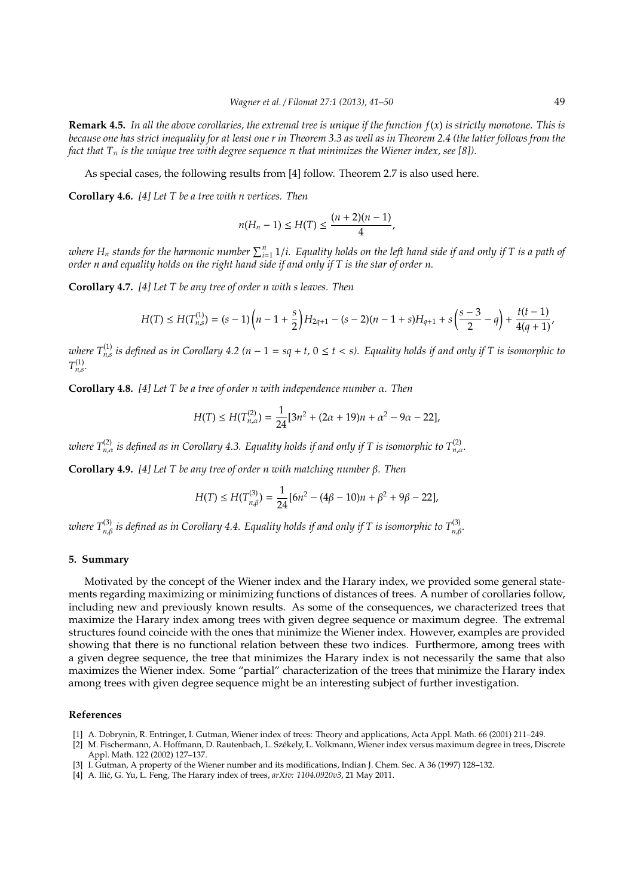**Remark 4.5.** *In all the above corollaries, the extremal tree is unique if the function $f(x)$ is strictly monotone. This is because one has strict inequality for at least one $r$ in Theorem 3.3 as well as in Theorem 2.4 (the latter follows from the fact that $T_\pi$ is the unique tree with degree sequence $\pi$ that minimizes the Wiener index, see [8]).*

As special cases, the following results from [4] follow. Theorem 2.7 is also used here.

**Corollary 4.6.** *[4] Let $T$ be a tree with $n$ vertices. Then*

$$n(H_n - 1) \le H(T) \le \frac{(n+2)(n-1)}{4},$$

*where $H_n$ stands for the harmonic number $\sum_{i=1}^{n} 1/i$. Equality holds on the left hand side if and only if $T$ is a path of order $n$ and equality holds on the right hand side if and only if $T$ is the star of order $n$.*

**Corollary 4.7.** *[4] Let $T$ be any tree of order $n$ with $s$ leaves. Then*

$$H(T) \le H(T^{(1)}_{n,s}) = (s-1)\left(n - 1 + \frac{s}{2}\right)H_{2q+1} - (s-2)(n-1+s)H_{q+1} + s\left(\frac{s-3}{2} - q\right) + \frac{t(t-1)}{4(q+1)},$$

*where $T^{(1)}_{n,s}$ is defined as in Corollary 4.2 ($n - 1 = sq + t$, $0 \le t < s$). Equality holds if and only if $T$ is isomorphic to $T^{(1)}_{n,s}$.*

**Corollary 4.8.** *[4] Let $T$ be a tree of order $n$ with independence number $\alpha$. Then*

$$H(T) \le H(T^{(2)}_{n,\alpha}) = \frac{1}{24}[3n^2 + (2\alpha + 19)n + \alpha^2 - 9\alpha - 22],$$

*where $T^{(2)}_{n,\alpha}$ is defined as in Corollary 4.3. Equality holds if and only if $T$ is isomorphic to $T^{(2)}_{n,\alpha}$.*

**Corollary 4.9.** *[4] Let $T$ be any tree of order $n$ with matching number $\beta$. Then*

$$H(T) \le H(T^{(3)}_{n,\beta}) = \frac{1}{24}[6n^2 - (4\beta - 10)n + \beta^2 + 9\beta - 22],$$

*where $T^{(3)}_{n,\beta}$ is defined as in Corollary 4.4. Equality holds if and only if $T$ is isomorphic to $T^{(3)}_{n,\beta}$.*

## 5. Summary

Motivated by the concept of the Wiener index and the Harary index, we provided some general statements regarding maximizing or minimizing functions of distances of trees. A number of corollaries follow, including new and previously known results. As some of the consequences, we characterized trees that maximize the Harary index among trees with given degree sequence or maximum degree. The extremal structures found coincide with the ones that minimize the Wiener index. However, examples are provided showing that there is no functional relation between these two indices. Furthermore, among trees with a given degree sequence, the tree that minimizes the Harary index is not necessarily the same that also maximizes the Wiener index. Some "partial" characterization of the trees that minimize the Harary index among trees with given degree sequence might be an interesting subject of further investigation.

## References

[1] A. Dobrynin, R. Entringer, I. Gutman, Wiener index of trees: Theory and applications, Acta Appl. Math. 66 (2001) 211–249.

[2] M. Fischermann, A. Hoffmann, D. Rautenbach, L. Székely, L. Volkmann, Wiener index versus maximum degree in trees, Discrete Appl. Math. 122 (2002) 127–137.

[3] I. Gutman, A property of the Wiener number and its modifications, Indian J. Chem. Sec. A 36 (1997) 128–132.

[4] A. Ilić, G. Yu, L. Feng, The Harary index of trees, *arXiv: 1104.0920v3*, 21 May 2011.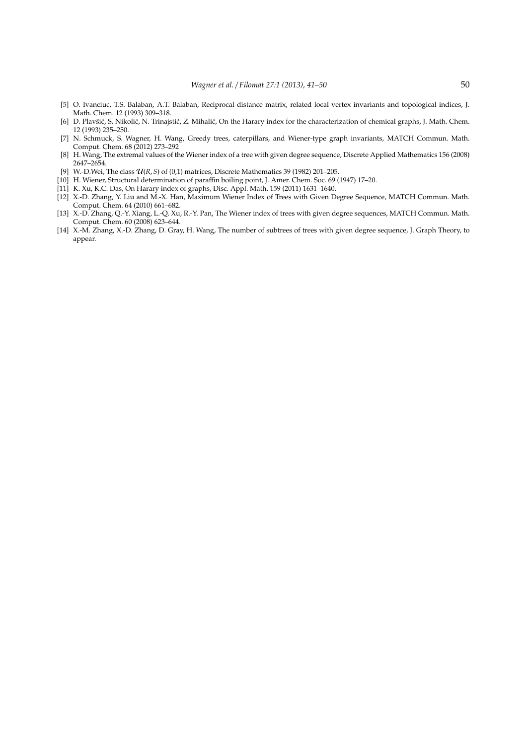[5] O. Ivanciuc, T.S. Balaban, A.T. Balaban, Reciprocal distance matrix, related local vertex invariants and topological indices, J. Math. Chem. 12 (1993) 309–318.

[6] D. Plavšić, S. Nikolić, N. Trinajstić, Z. Mihalić, On the Harary index for the characterization of chemical graphs, J. Math. Chem. 12 (1993) 235–250.

[7] N. Schmuck, S. Wagner, H. Wang, Greedy trees, caterpillars, and Wiener-type graph invariants, MATCH Commun. Math. Comput. Chem. 68 (2012) 273–292

[8] H. Wang, The extremal values of the Wiener index of a tree with given degree sequence, Discrete Applied Mathematics 156 (2008) 2647–2654.

[9] W.-D.Wei, The class $\mathcal{U}(R, S)$ of (0,1) matrices, Discrete Mathematics 39 (1982) 201–205.

[10] H. Wiener, Structural determination of paraffin boiling point, J. Amer. Chem. Soc. 69 (1947) 17–20.

[11] K. Xu, K.C. Das, On Harary index of graphs, Disc. Appl. Math. 159 (2011) 1631–1640.

[12] X.-D. Zhang, Y. Liu and M.-X. Han, Maximum Wiener Index of Trees with Given Degree Sequence, MATCH Commun. Math. Comput. Chem. 64 (2010) 661–682.

[13] X.-D. Zhang, Q.-Y. Xiang, L.-Q. Xu, R.-Y. Pan, The Wiener index of trees with given degree sequences, MATCH Commun. Math. Comput. Chem. 60 (2008) 623–644.

[14] X.-M. Zhang, X.-D. Zhang, D. Gray, H. Wang, The number of subtrees of trees with given degree sequence, J. Graph Theory, to appear.